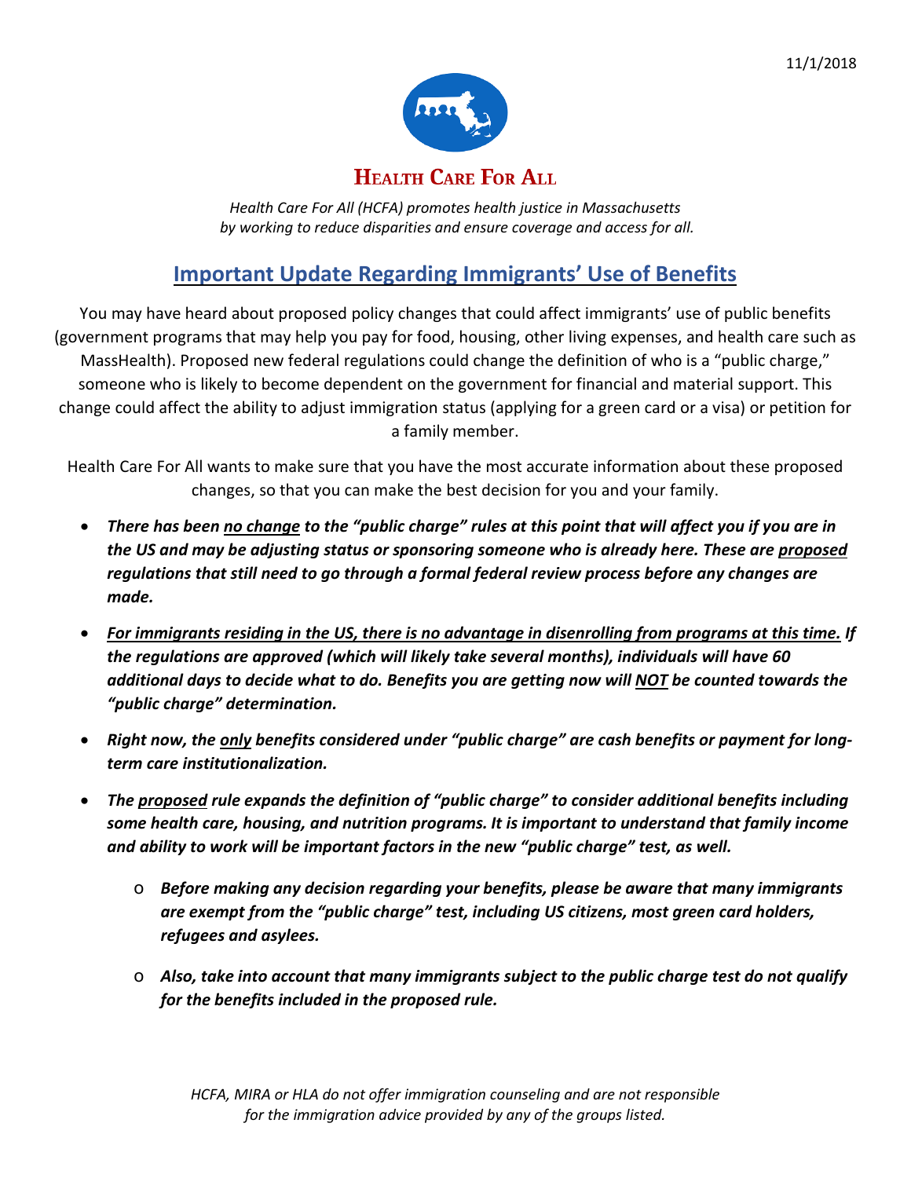11/1/2018

# Health Care For All

*Health Care For All (HCFA) promotes health justice in Massachusetts by working to reduce disparities and ensure coverage and access for all.*

## Important Update Regarding Immigrants' Use of Benefits

You may have heard about proposed policy changes that could affect immigrants' use of public benefits (government programs that may help you pay for food, housing, other living expenses, and health care such as MassHealth). Proposed new federal regulations could change the definition of who is a "public charge," someone who is likely to become dependent on the government for financial and material support. This change could affect the ability to adjust immigration status (applying for a green card or a visa) or petition for a family member.

Health Care For All wants to make sure that you have the most accurate information about these proposed changes, so that you can make the best decision for you and your family.

- ***There has been no change to the "public charge" rules at this point that will affect you if you are in the US and may be adjusting status or sponsoring someone who is already here. These are proposed regulations that still need to go through a formal federal review process before any changes are made.***
- ***For immigrants residing in the US, there is no advantage in disenrolling from programs at this time. If the regulations are approved (which will likely take several months), individuals will have 60 additional days to decide what to do. Benefits you are getting now will NOT be counted towards the "public charge" determination.***
- ***Right now, the only benefits considered under "public charge" are cash benefits or payment for long-term care institutionalization.***
- ***The proposed rule expands the definition of "public charge" to consider additional benefits including some health care, housing, and nutrition programs. It is important to understand that family income and ability to work will be important factors in the new "public charge" test, as well.***
  - ***Before making any decision regarding your benefits, please be aware that many immigrants are exempt from the "public charge" test, including US citizens, most green card holders, refugees and asylees.***
  - ***Also, take into account that many immigrants subject to the public charge test do not qualify for the benefits included in the proposed rule.***

*HCFA, MIRA or HLA do not offer immigration counseling and are not responsible for the immigration advice provided by any of the groups listed.*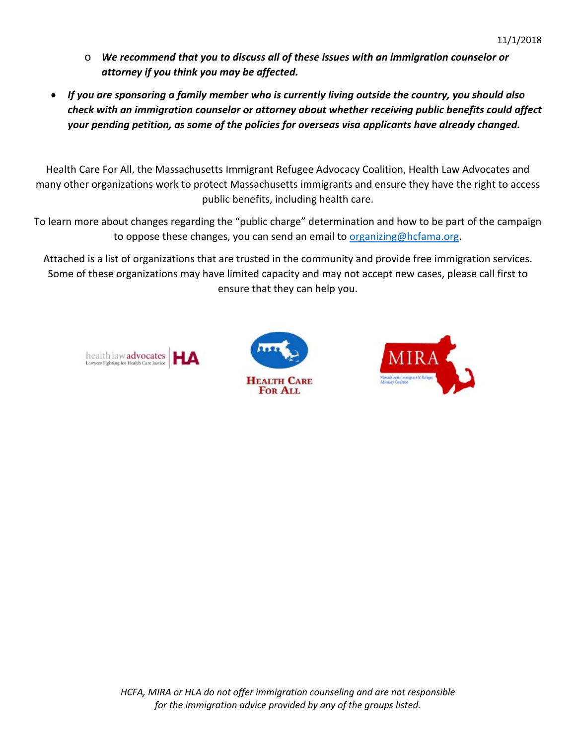- *We recommend that you to discuss all of these issues with an immigration counselor or attorney if you think you may be affected.*

- ***If you are sponsoring a family member who is currently living outside the country, you should also check with an immigration counselor or attorney about whether receiving public benefits could affect your pending petition, as some of the policies for overseas visa applicants have already changed.***

Health Care For All, the Massachusetts Immigrant Refugee Advocacy Coalition, Health Law Advocates and many other organizations work to protect Massachusetts immigrants and ensure they have the right to access public benefits, including health care.

To learn more about changes regarding the "public charge" determination and how to be part of the campaign to oppose these changes, you can send an email to [organizing@hcfama.org](mailto:organizing@hcfama.org).

Attached is a list of organizations that are trusted in the community and provide free immigration services. Some of these organizations may have limited capacity and may not accept new cases, please call first to ensure that they can help you.

*HCFA, MIRA or HLA do not offer immigration counseling and are not responsible for the immigration advice provided by any of the groups listed.*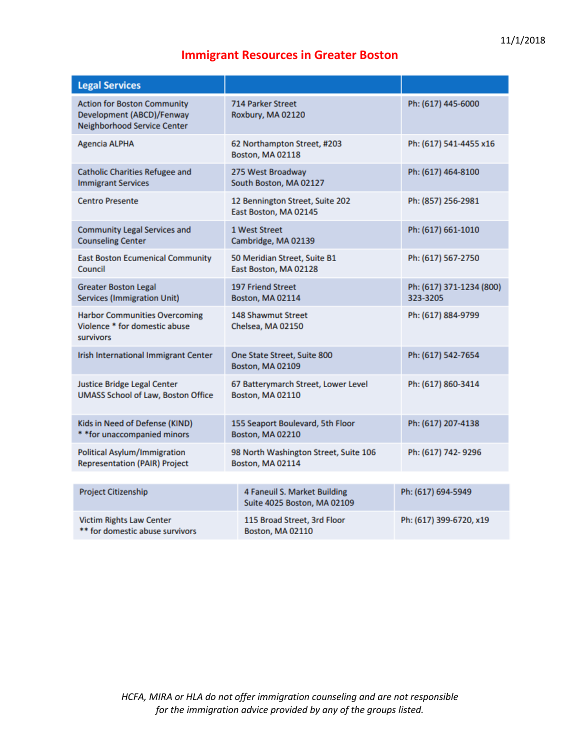11/1/2018

# Immigrant Resources in Greater Boston

| Legal Services | | |
|---|---|---|
| Action for Boston Community Development (ABCD)/Fenway Neighborhood Service Center | 714 Parker Street<br>Roxbury, MA 02120 | Ph: (617) 445-6000 |
| Agencia ALPHA | 62 Northampton Street, #203<br>Boston, MA 02118 | Ph: (617) 541-4455 x16 |
| Catholic Charities Refugee and Immigrant Services | 275 West Broadway<br>South Boston, MA 02127 | Ph: (617) 464-8100 |
| Centro Presente | 12 Bennington Street, Suite 202<br>East Boston, MA 02145 | Ph: (857) 256-2981 |
| Community Legal Services and Counseling Center | 1 West Street<br>Cambridge, MA 02139 | Ph: (617) 661-1010 |
| East Boston Ecumenical Community Council | 50 Meridian Street, Suite B1<br>East Boston, MA 02128 | Ph: (617) 567-2750 |
| Greater Boston Legal Services (Immigration Unit) | 197 Friend Street<br>Boston, MA 02114 | Ph: (617) 371-1234 (800) 323-3205 |
| Harbor Communities Overcoming Violence * for domestic abuse survivors | 148 Shawmut Street<br>Chelsea, MA 02150 | Ph: (617) 884-9799 |
| Irish International Immigrant Center | One State Street, Suite 800<br>Boston, MA 02109 | Ph: (617) 542-7654 |
| Justice Bridge Legal Center<br>UMASS School of Law, Boston Office | 67 Batterymarch Street, Lower Level<br>Boston, MA 02110 | Ph: (617) 860-3414 |
| Kids in Need of Defense (KIND)<br>* *for unaccompanied minors | 155 Seaport Boulevard, 5th Floor<br>Boston, MA 02210 | Ph: (617) 207-4138 |
| Political Asylum/Immigration Representation (PAIR) Project | 98 North Washington Street, Suite 106<br>Boston, MA 02114 | Ph: (617) 742- 9296 |
| Project Citizenship | 4 Faneuil S. Market Building<br>Suite 4025 Boston, MA 02109 | Ph: (617) 694-5949 |
| Victim Rights Law Center<br>** for domestic abuse survivors | 115 Broad Street, 3rd Floor<br>Boston, MA 02110 | Ph: (617) 399-6720, x19 |

*HCFA, MIRA or HLA do not offer immigration counseling and are not responsible for the immigration advice provided by any of the groups listed.*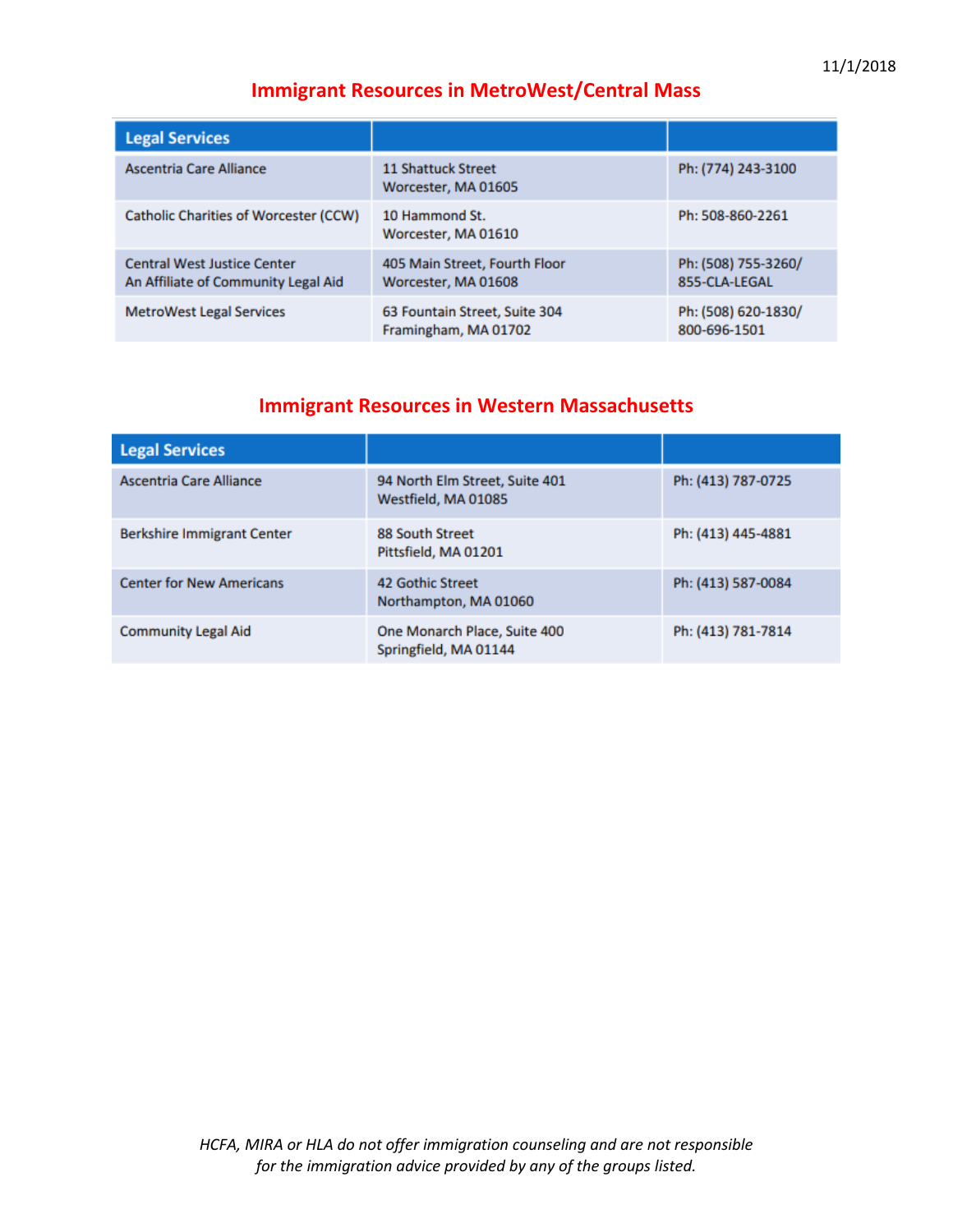11/1/2018

## Immigrant Resources in MetroWest/Central Mass

| Legal Services | | |
|---|---|---|
| Ascentria Care Alliance | 11 Shattuck Street<br>Worcester, MA 01605 | Ph: (774) 243-3100 |
| Catholic Charities of Worcester (CCW) | 10 Hammond St.<br>Worcester, MA 01610 | Ph: 508-860-2261 |
| Central West Justice Center<br>An Affiliate of Community Legal Aid | 405 Main Street, Fourth Floor<br>Worcester, MA 01608 | Ph: (508) 755-3260/<br>855-CLA-LEGAL |
| MetroWest Legal Services | 63 Fountain Street, Suite 304<br>Framingham, MA 01702 | Ph: (508) 620-1830/<br>800-696-1501 |

## Immigrant Resources in Western Massachusetts

| Legal Services | | |
|---|---|---|
| Ascentria Care Alliance | 94 North Elm Street, Suite 401<br>Westfield, MA 01085 | Ph: (413) 787-0725 |
| Berkshire Immigrant Center | 88 South Street<br>Pittsfield, MA 01201 | Ph: (413) 445-4881 |
| Center for New Americans | 42 Gothic Street<br>Northampton, MA 01060 | Ph: (413) 587-0084 |
| Community Legal Aid | One Monarch Place, Suite 400<br>Springfield, MA 01144 | Ph: (413) 781-7814 |

*HCFA, MIRA or HLA do not offer immigration counseling and are not responsible for the immigration advice provided by any of the groups listed.*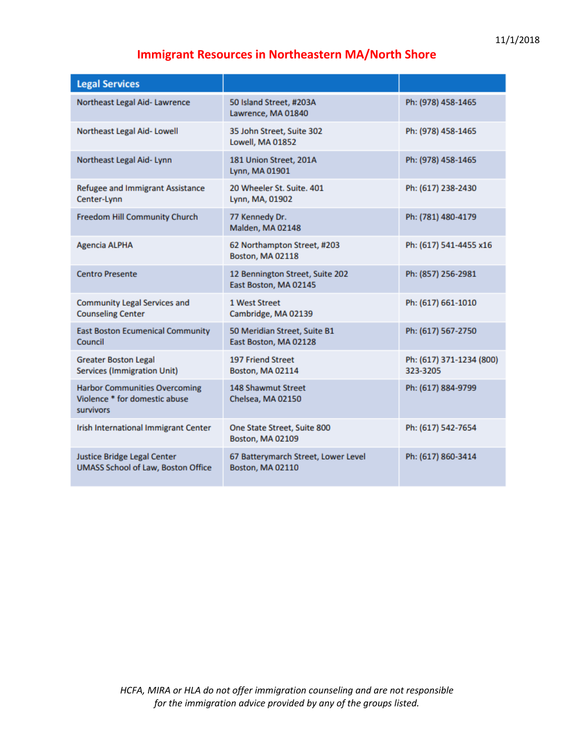11/1/2018

# Immigrant Resources in Northeastern MA/North Shore

| Legal Services | | |
|---|---|---|
| Northeast Legal Aid- Lawrence | 50 Island Street, #203A<br>Lawrence, MA 01840 | Ph: (978) 458-1465 |
| Northeast Legal Aid- Lowell | 35 John Street, Suite 302<br>Lowell, MA 01852 | Ph: (978) 458-1465 |
| Northeast Legal Aid- Lynn | 181 Union Street, 201A<br>Lynn, MA 01901 | Ph: (978) 458-1465 |
| Refugee and Immigrant Assistance Center-Lynn | 20 Wheeler St. Suite. 401<br>Lynn, MA, 01902 | Ph: (617) 238-2430 |
| Freedom Hill Community Church | 77 Kennedy Dr.<br>Malden, MA 02148 | Ph: (781) 480-4179 |
| Agencia ALPHA | 62 Northampton Street, #203<br>Boston, MA 02118 | Ph: (617) 541-4455 x16 |
| Centro Presente | 12 Bennington Street, Suite 202<br>East Boston, MA 02145 | Ph: (857) 256-2981 |
| Community Legal Services and Counseling Center | 1 West Street<br>Cambridge, MA 02139 | Ph: (617) 661-1010 |
| East Boston Ecumenical Community Council | 50 Meridian Street, Suite B1<br>East Boston, MA 02128 | Ph: (617) 567-2750 |
| Greater Boston Legal Services (Immigration Unit) | 197 Friend Street<br>Boston, MA 02114 | Ph: (617) 371-1234 (800) 323-3205 |
| Harbor Communities Overcoming Violence * for domestic abuse survivors | 148 Shawmut Street<br>Chelsea, MA 02150 | Ph: (617) 884-9799 |
| Irish International Immigrant Center | One State Street, Suite 800<br>Boston, MA 02109 | Ph: (617) 542-7654 |
| Justice Bridge Legal Center<br>UMASS School of Law, Boston Office | 67 Batterymarch Street, Lower Level<br>Boston, MA 02110 | Ph: (617) 860-3414 |

*HCFA, MIRA or HLA do not offer immigration counseling and are not responsible for the immigration advice provided by any of the groups listed.*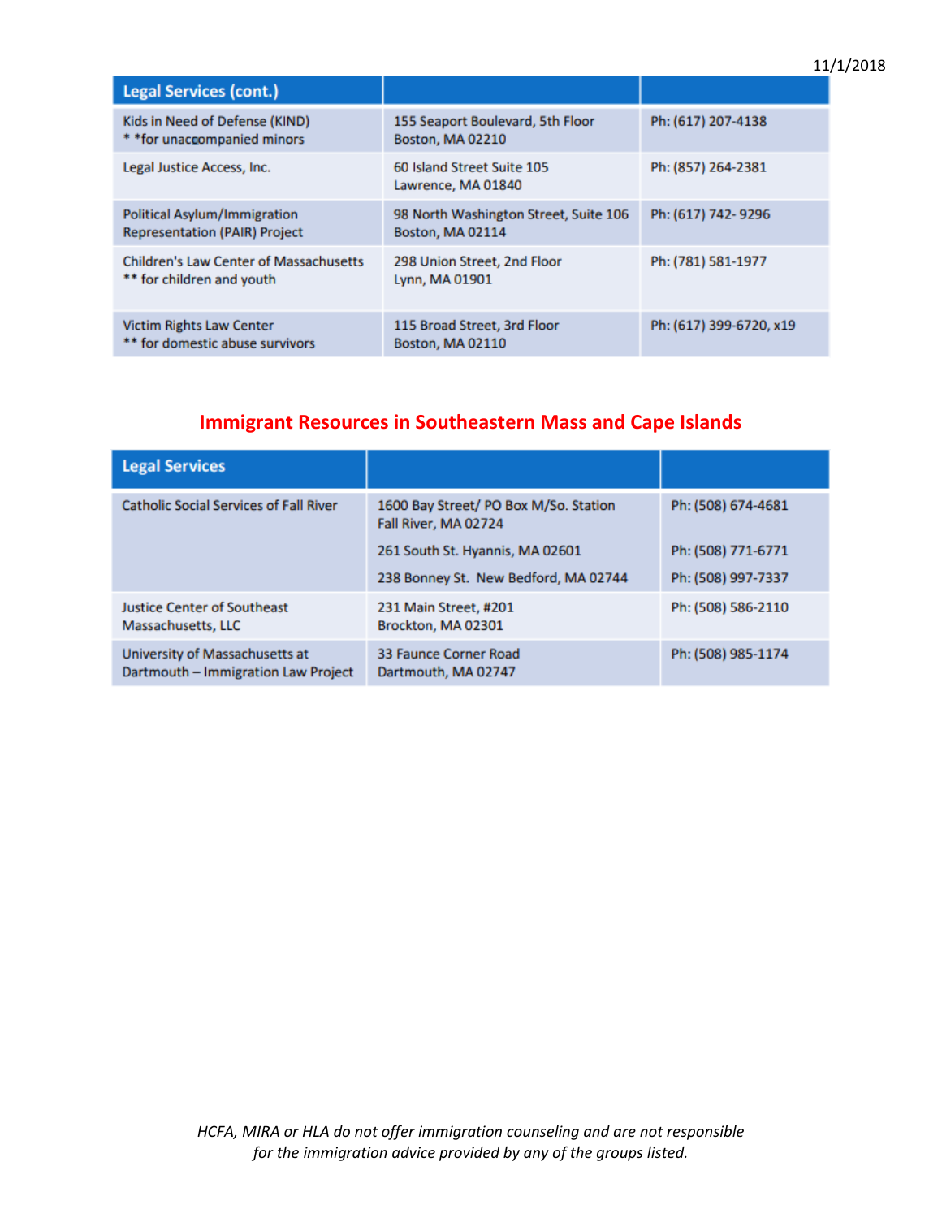| Legal Services (cont.) | | |
|---|---|---|
| Kids in Need of Defense (KIND)<br>* *for unaccompanied minors | 155 Seaport Boulevard, 5th Floor<br>Boston, MA 02210 | Ph: (617) 207-4138 |
| Legal Justice Access, Inc. | 60 Island Street Suite 105<br>Lawrence, MA 01840 | Ph: (857) 264-2381 |
| Political Asylum/Immigration Representation (PAIR) Project | 98 North Washington Street, Suite 106<br>Boston, MA 02114 | Ph: (617) 742- 9296 |
| Children's Law Center of Massachusetts<br>** for children and youth | 298 Union Street, 2nd Floor<br>Lynn, MA 01901 | Ph: (781) 581-1977 |
| Victim Rights Law Center<br>** for domestic abuse survivors | 115 Broad Street, 3rd Floor<br>Boston, MA 02110 | Ph: (617) 399-6720, x19 |

## Immigrant Resources in Southeastern Mass and Cape Islands

| Legal Services | | |
|---|---|---|
| Catholic Social Services of Fall River | 1600 Bay Street/ PO Box M/So. Station<br>Fall River, MA 02724 | Ph: (508) 674-4681 |
| | 261 South St. Hyannis, MA 02601 | Ph: (508) 771-6771 |
| | 238 Bonney St. New Bedford, MA 02744 | Ph: (508) 997-7337 |
| Justice Center of Southeast Massachusetts, LLC | 231 Main Street, #201<br>Brockton, MA 02301 | Ph: (508) 586-2110 |
| University of Massachusetts at Dartmouth – Immigration Law Project | 33 Faunce Corner Road<br>Dartmouth, MA 02747 | Ph: (508) 985-1174 |